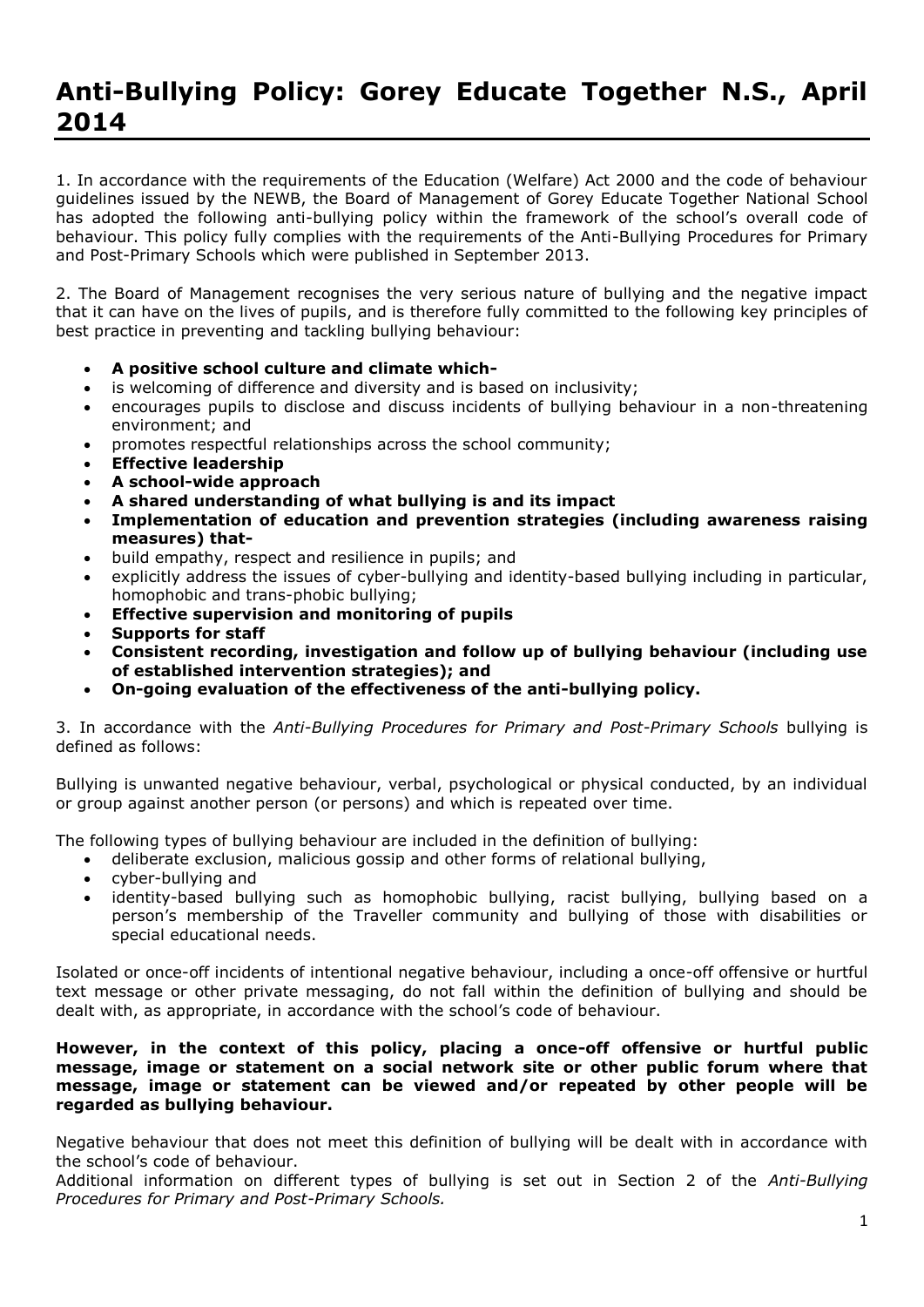# Anti-Bullying Policy: Gorey Educate Together N.S., April 2014

1. In accordance with the requirements of the Education (Welfare) Act 2000 and the code of behaviour guidelines issued by the NEWB, the Board of Management of Gorey Educate Together National School has adopted the following anti-bullying policy within the framework of the school's overall code of behaviour. This policy fully complies with the requirements of the Anti-Bullying Procedures for Primary and Post-Primary Schools which were published in September 2013.

2. The Board of Management recognises the very serious nature of bullying and the negative impact that it can have on the lives of pupils, and is therefore fully committed to the following key principles of best practice in preventing and tackling bullying behaviour:

- **A positive school culture and climate which-**
- is welcoming of difference and diversity and is based on inclusivity;
- encourages pupils to disclose and discuss incidents of bullying behaviour in a non-threatening environment; and
- promotes respectful relationships across the school community;
- **Effective leadership**
- **A school-wide approach**
- **A shared understanding of what bullying is and its impact**
- **Implementation of education and prevention strategies (including awareness raising measures) that-**
- build empathy, respect and resilience in pupils; and
- explicitly address the issues of cyber-bullying and identity-based bullying including in particular, homophobic and trans-phobic bullying;
- **Effective supervision and monitoring of pupils**
- **Supports for staff**
- **Consistent recording, investigation and follow up of bullying behaviour (including use of established intervention strategies); and**
- **On-going evaluation of the effectiveness of the anti-bullying policy.**

3. In accordance with the *Anti-Bullying Procedures for Primary and Post-Primary Schools* bullying is defined as follows:

Bullying is unwanted negative behaviour, verbal, psychological or physical conducted, by an individual or group against another person (or persons) and which is repeated over time.

The following types of bullying behaviour are included in the definition of bullying:

- deliberate exclusion, malicious gossip and other forms of relational bullying,
- cyber-bullying and
- identity-based bullying such as homophobic bullying, racist bullying, bullying based on a person's membership of the Traveller community and bullying of those with disabilities or special educational needs.

Isolated or once-off incidents of intentional negative behaviour, including a once-off offensive or hurtful text message or other private messaging, do not fall within the definition of bullying and should be dealt with, as appropriate, in accordance with the school's code of behaviour.

**However, in the context of this policy, placing a once-off offensive or hurtful public message, image or statement on a social network site or other public forum where that message, image or statement can be viewed and/or repeated by other people will be regarded as bullying behaviour.**

Negative behaviour that does not meet this definition of bullying will be dealt with in accordance with the school's code of behaviour.

Additional information on different types of bullying is set out in Section 2 of the *Anti-Bullying Procedures for Primary and Post-Primary Schools.*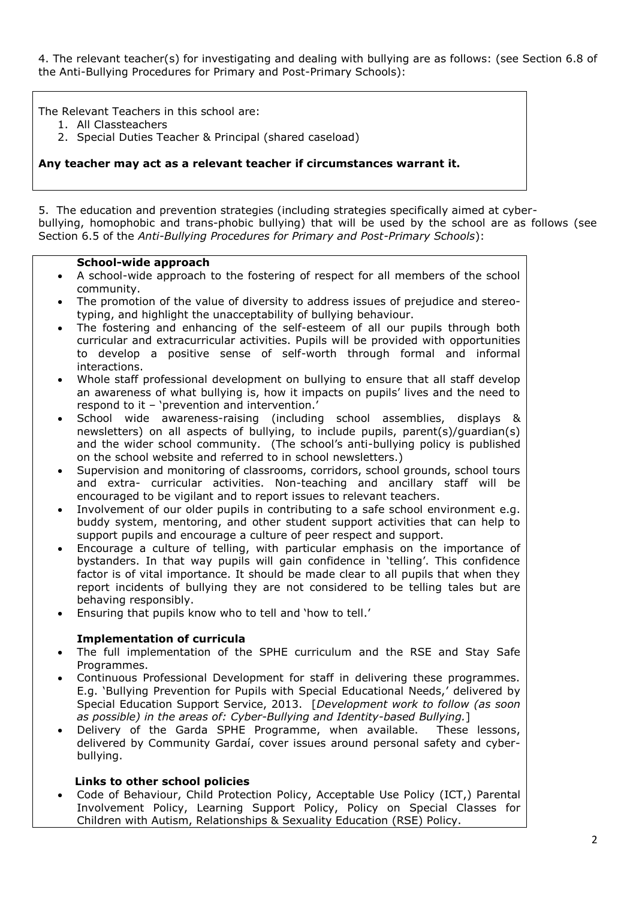4. The relevant teacher(s) for investigating and dealing with bullying are as follows: (see Section 6.8 of the Anti-Bullying Procedures for Primary and Post-Primary Schools):

The Relevant Teachers in this school are:

1. All Classteachers
2. Special Duties Teacher & Principal (shared caseload)

**Any teacher may act as a relevant teacher if circumstances warrant it.**

5. The education and prevention strategies (including strategies specifically aimed at cyber-bullying, homophobic and trans-phobic bullying) that will be used by the school are as follows (see Section 6.5 of the *Anti-Bullying Procedures for Primary and Post-Primary Schools*):

**School-wide approach**

- A school-wide approach to the fostering of respect for all members of the school community.
- The promotion of the value of diversity to address issues of prejudice and stereo-typing, and highlight the unacceptability of bullying behaviour.
- The fostering and enhancing of the self-esteem of all our pupils through both curricular and extracurricular activities. Pupils will be provided with opportunities to develop a positive sense of self-worth through formal and informal interactions.
- Whole staff professional development on bullying to ensure that all staff develop an awareness of what bullying is, how it impacts on pupils' lives and the need to respond to it – 'prevention and intervention.'
- School wide awareness-raising (including school assemblies, displays & newsletters) on all aspects of bullying, to include pupils, parent(s)/guardian(s) and the wider school community. (The school's anti-bullying policy is published on the school website and referred to in school newsletters.)
- Supervision and monitoring of classrooms, corridors, school grounds, school tours and extra- curricular activities. Non-teaching and ancillary staff will be encouraged to be vigilant and to report issues to relevant teachers.
- Involvement of our older pupils in contributing to a safe school environment e.g. buddy system, mentoring, and other student support activities that can help to support pupils and encourage a culture of peer respect and support.
- Encourage a culture of telling, with particular emphasis on the importance of bystanders. In that way pupils will gain confidence in 'telling'. This confidence factor is of vital importance. It should be made clear to all pupils that when they report incidents of bullying they are not considered to be telling tales but are behaving responsibly.
- Ensuring that pupils know who to tell and 'how to tell.'

**Implementation of curricula**

- The full implementation of the SPHE curriculum and the RSE and Stay Safe Programmes.
- Continuous Professional Development for staff in delivering these programmes. E.g. 'Bullying Prevention for Pupils with Special Educational Needs,' delivered by Special Education Support Service, 2013. [*Development work to follow (as soon as possible) in the areas of: Cyber-Bullying and Identity-based Bullying.*]
- Delivery of the Garda SPHE Programme, when available. These lessons, delivered by Community Gardaí, cover issues around personal safety and cyber-bullying.

**Links to other school policies**

- Code of Behaviour, Child Protection Policy, Acceptable Use Policy (ICT,) Parental Involvement Policy, Learning Support Policy, Policy on Special Classes for Children with Autism, Relationships & Sexuality Education (RSE) Policy.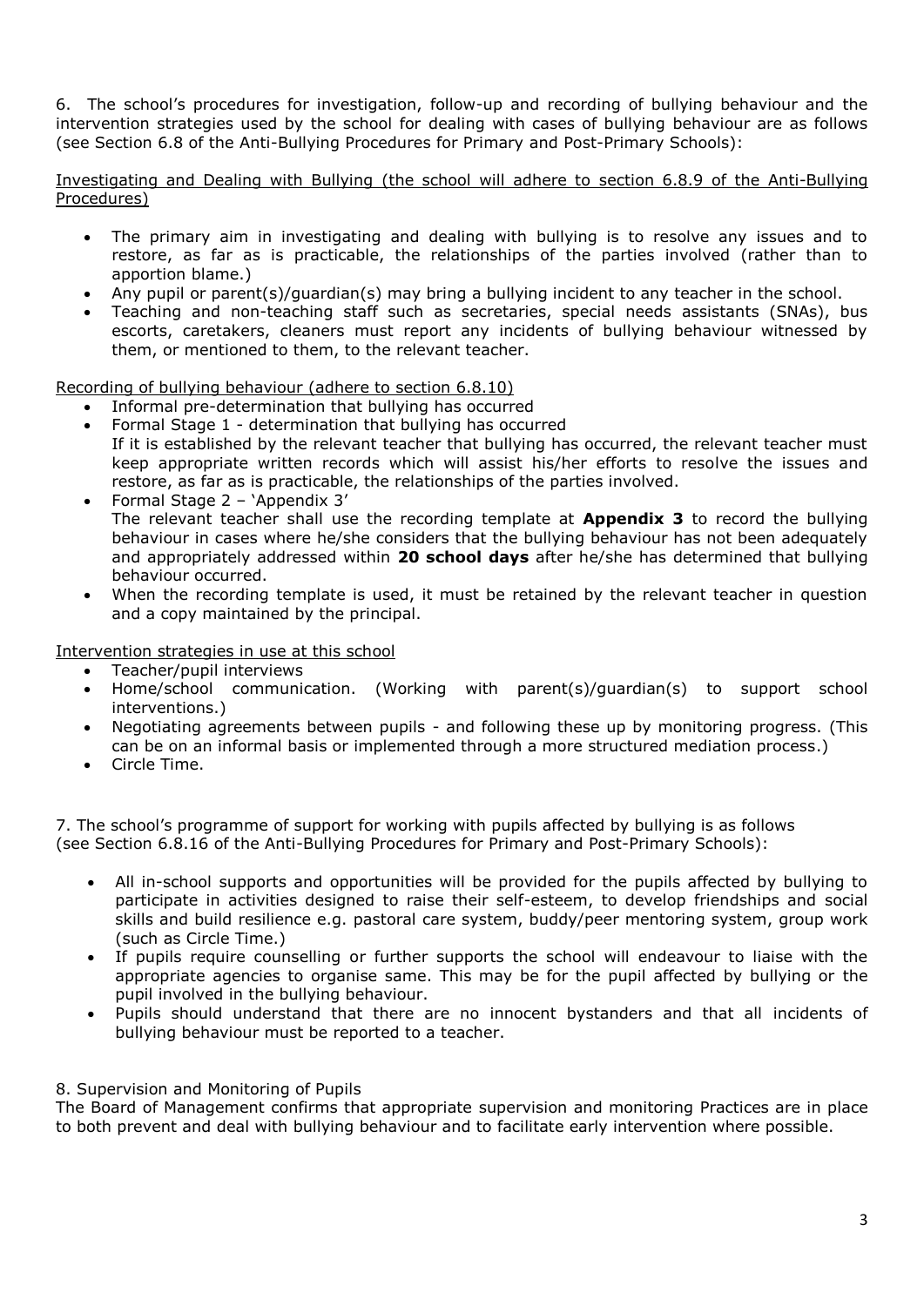6. The school's procedures for investigation, follow-up and recording of bullying behaviour and the intervention strategies used by the school for dealing with cases of bullying behaviour are as follows (see Section 6.8 of the Anti-Bullying Procedures for Primary and Post-Primary Schools):

<u>Investigating and Dealing with Bullying (the school will adhere to section 6.8.9 of the Anti-Bullying Procedures)</u>

- The primary aim in investigating and dealing with bullying is to resolve any issues and to restore, as far as is practicable, the relationships of the parties involved (rather than to apportion blame.)
- Any pupil or parent(s)/guardian(s) may bring a bullying incident to any teacher in the school.
- Teaching and non-teaching staff such as secretaries, special needs assistants (SNAs), bus escorts, caretakers, cleaners must report any incidents of bullying behaviour witnessed by them, or mentioned to them, to the relevant teacher.

<u>Recording of bullying behaviour (adhere to section 6.8.10)</u>

- Informal pre-determination that bullying has occurred
- Formal Stage 1 - determination that bullying has occurred
  If it is established by the relevant teacher that bullying has occurred, the relevant teacher must keep appropriate written records which will assist his/her efforts to resolve the issues and restore, as far as is practicable, the relationships of the parties involved.
- Formal Stage 2 – 'Appendix 3'
  The relevant teacher shall use the recording template at **Appendix 3** to record the bullying behaviour in cases where he/she considers that the bullying behaviour has not been adequately and appropriately addressed within **20 school days** after he/she has determined that bullying behaviour occurred.
- When the recording template is used, it must be retained by the relevant teacher in question and a copy maintained by the principal.

<u>Intervention strategies in use at this school</u>

- Teacher/pupil interviews
- Home/school communication. (Working with parent(s)/guardian(s) to support school interventions.)
- Negotiating agreements between pupils - and following these up by monitoring progress. (This can be on an informal basis or implemented through a more structured mediation process.)
- Circle Time.

7. The school's programme of support for working with pupils affected by bullying is as follows (see Section 6.8.16 of the Anti-Bullying Procedures for Primary and Post-Primary Schools):

- All in-school supports and opportunities will be provided for the pupils affected by bullying to participate in activities designed to raise their self-esteem, to develop friendships and social skills and build resilience e.g. pastoral care system, buddy/peer mentoring system, group work (such as Circle Time.)
- If pupils require counselling or further supports the school will endeavour to liaise with the appropriate agencies to organise same. This may be for the pupil affected by bullying or the pupil involved in the bullying behaviour.
- Pupils should understand that there are no innocent bystanders and that all incidents of bullying behaviour must be reported to a teacher.

8. Supervision and Monitoring of Pupils

The Board of Management confirms that appropriate supervision and monitoring Practices are in place to both prevent and deal with bullying behaviour and to facilitate early intervention where possible.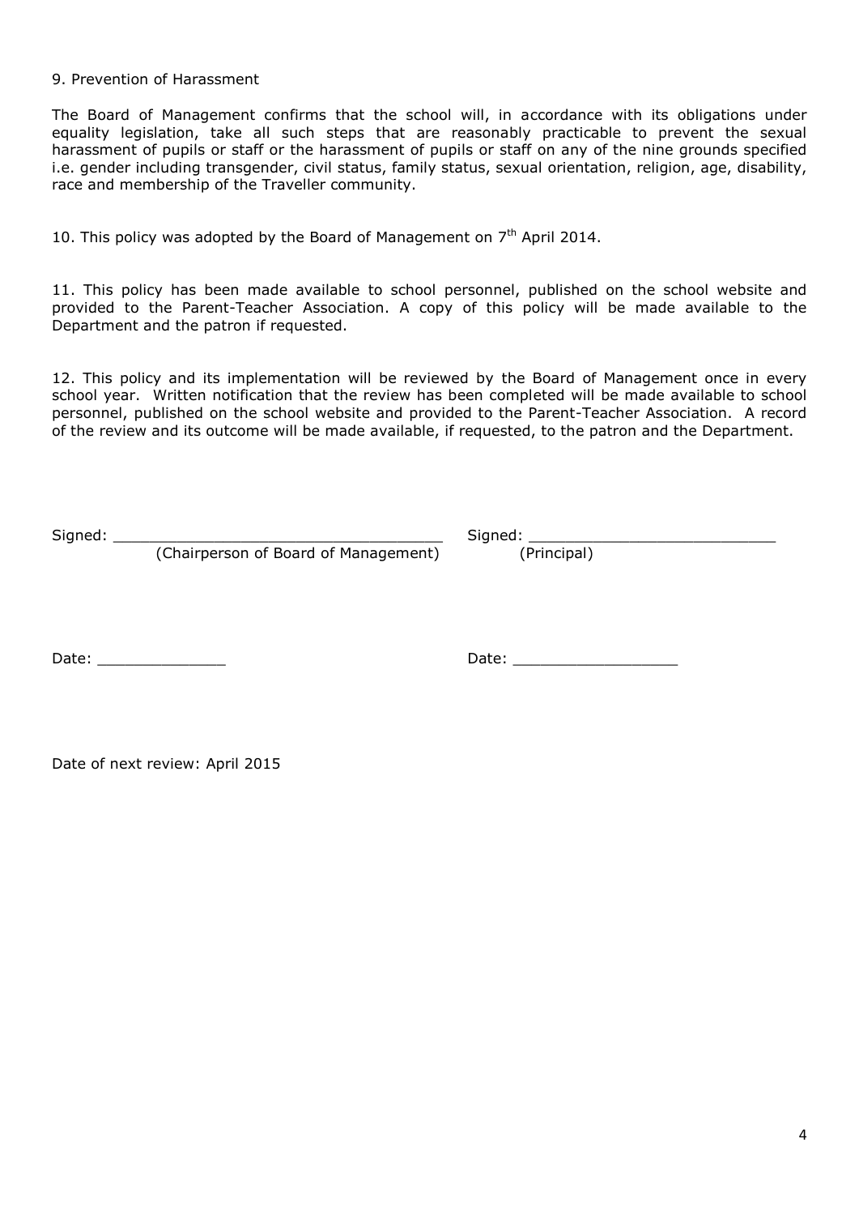9. Prevention of Harassment

The Board of Management confirms that the school will, in accordance with its obligations under equality legislation, take all such steps that are reasonably practicable to prevent the sexual harassment of pupils or staff or the harassment of pupils or staff on any of the nine grounds specified i.e. gender including transgender, civil status, family status, sexual orientation, religion, age, disability, race and membership of the Traveller community.

10. This policy was adopted by the Board of Management on 7th April 2014.

11. This policy has been made available to school personnel, published on the school website and provided to the Parent-Teacher Association. A copy of this policy will be made available to the Department and the patron if requested.

12. This policy and its implementation will be reviewed by the Board of Management once in every school year. Written notification that the review has been completed will be made available to school personnel, published on the school website and provided to the Parent-Teacher Association. A record of the review and its outcome will be made available, if requested, to the patron and the Department.

Signed: ___________________________________
(Chairperson of Board of Management)

Signed: __________________________
(Principal)

Date: ______________

Date: _________________

Date of next review: April 2015